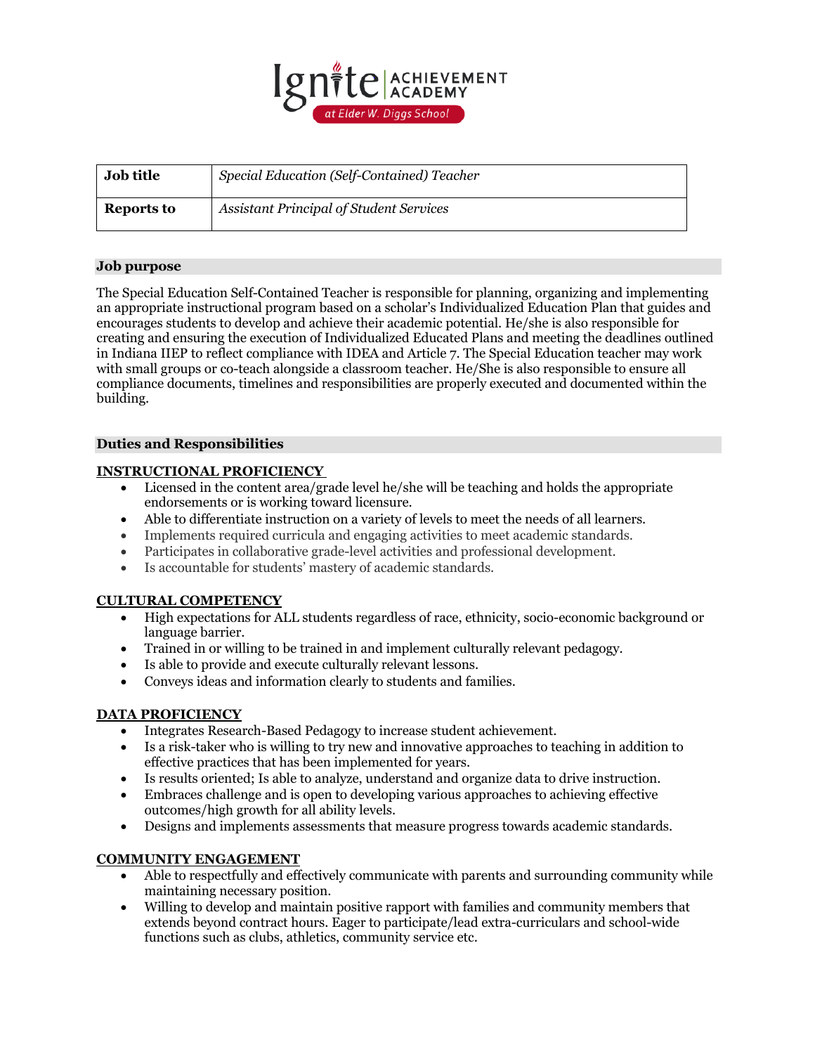Ignite | ACHIEVEMENT ACADEMY at Elder W. Diggs School

| Job title | *Special Education (Self-Contained) Teacher* |
| --- | --- |
| **Reports to** | *Assistant Principal of Student Services* |

## Job purpose

The Special Education Self-Contained Teacher is responsible for planning, organizing and implementing an appropriate instructional program based on a scholar's Individualized Education Plan that guides and encourages students to develop and achieve their academic potential. He/she is also responsible for creating and ensuring the execution of Individualized Educated Plans and meeting the deadlines outlined in Indiana IIEP to reflect compliance with IDEA and Article 7. The Special Education teacher may work with small groups or co-teach alongside a classroom teacher. He/She is also responsible to ensure all compliance documents, timelines and responsibilities are properly executed and documented within the building.

## Duties and Responsibilities

### INSTRUCTIONAL PROFICIENCY

- Licensed in the content area/grade level he/she will be teaching and holds the appropriate endorsements or is working toward licensure.
- Able to differentiate instruction on a variety of levels to meet the needs of all learners.
- Implements required curricula and engaging activities to meet academic standards.
- Participates in collaborative grade-level activities and professional development.
- Is accountable for students' mastery of academic standards.

### CULTURAL COMPETENCY

- High expectations for ALL students regardless of race, ethnicity, socio-economic background or language barrier.
- Trained in or willing to be trained in and implement culturally relevant pedagogy.
- Is able to provide and execute culturally relevant lessons.
- Conveys ideas and information clearly to students and families.

### DATA PROFICIENCY

- Integrates Research-Based Pedagogy to increase student achievement.
- Is a risk-taker who is willing to try new and innovative approaches to teaching in addition to effective practices that has been implemented for years.
- Is results oriented; Is able to analyze, understand and organize data to drive instruction.
- Embraces challenge and is open to developing various approaches to achieving effective outcomes/high growth for all ability levels.
- Designs and implements assessments that measure progress towards academic standards.

### COMMUNITY ENGAGEMENT

- Able to respectfully and effectively communicate with parents and surrounding community while maintaining necessary position.
- Willing to develop and maintain positive rapport with families and community members that extends beyond contract hours. Eager to participate/lead extra-curriculars and school-wide functions such as clubs, athletics, community service etc.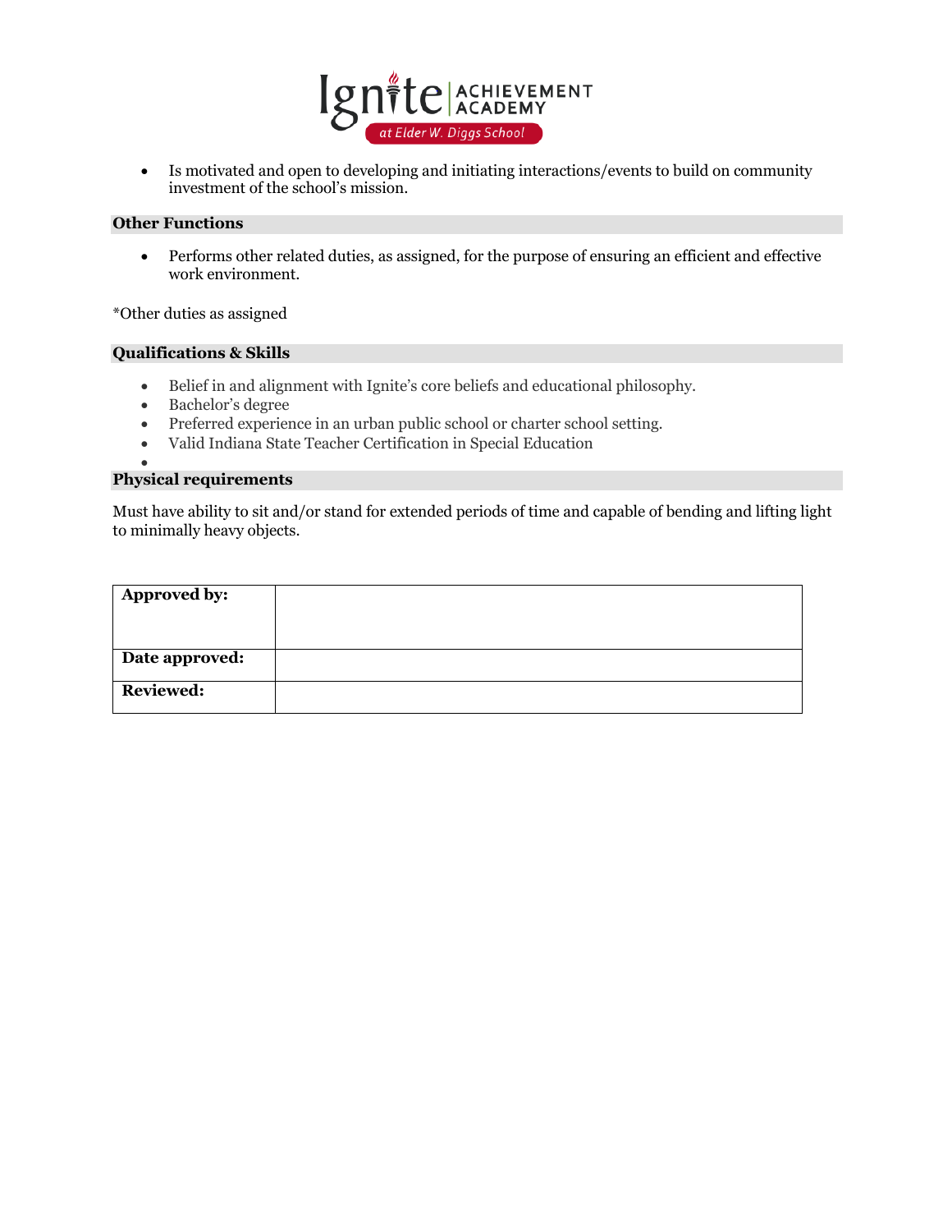- Is motivated and open to developing and initiating interactions/events to build on community investment of the school's mission.

### Other Functions

- Performs other related duties, as assigned, for the purpose of ensuring an efficient and effective work environment.

*Other duties as assigned

### Qualifications & Skills

- Belief in and alignment with Ignite's core beliefs and educational philosophy.
- Bachelor's degree
- Preferred experience in an urban public school or charter school setting.
- Valid Indiana State Teacher Certification in Special Education

### Physical requirements

Must have ability to sit and/or stand for extended periods of time and capable of bending and lifting light to minimally heavy objects.

| | |
|---|---|
| **Approved by:** | |
| **Date approved:** | |
| **Reviewed:** | |